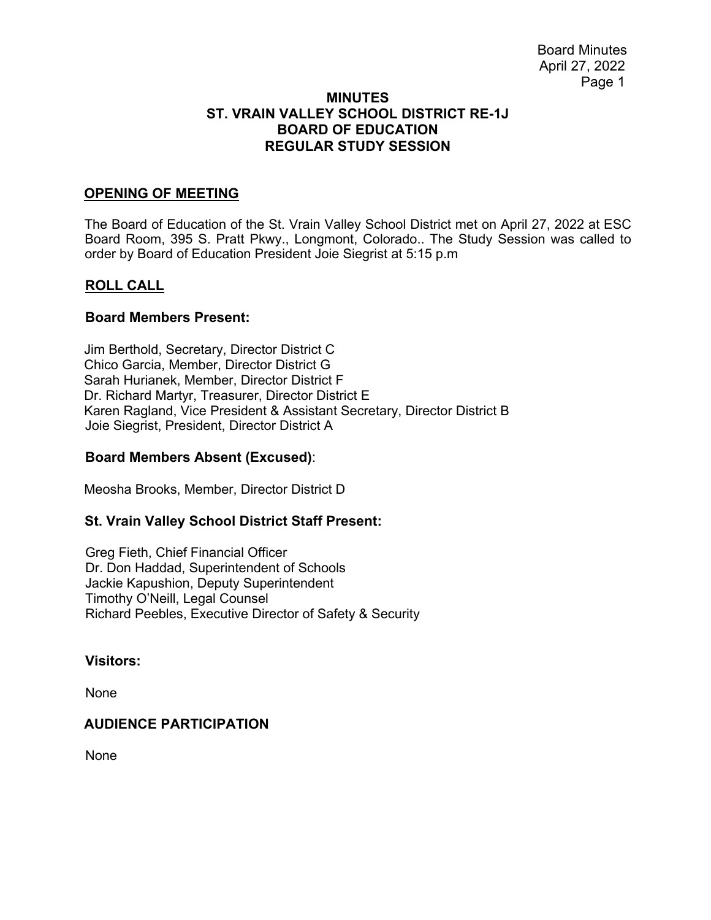# MINUTES
# ST. VRAIN VALLEY SCHOOL DISTRICT RE-1J
# BOARD OF EDUCATION
# REGULAR STUDY SESSION

## OPENING OF MEETING

The Board of Education of the St. Vrain Valley School District met on April 27, 2022 at ESC Board Room, 395 S. Pratt Pkwy., Longmont, Colorado.. The Study Session was called to order by Board of Education President Joie Siegrist at 5:15 p.m

## ROLL CALL

### Board Members Present:

Jim Berthold, Secretary, Director District C
Chico Garcia, Member, Director District G
Sarah Hurianek, Member, Director District F
Dr. Richard Martyr, Treasurer, Director District E
Karen Ragland, Vice President & Assistant Secretary, Director District B
Joie Siegrist, President, Director District A

### Board Members Absent (Excused):

Meosha Brooks, Member, Director District D

### St. Vrain Valley School District Staff Present:

Greg Fieth, Chief Financial Officer
Dr. Don Haddad, Superintendent of Schools
Jackie Kapushion, Deputy Superintendent
Timothy O'Neill, Legal Counsel
Richard Peebles, Executive Director of Safety & Security

### Visitors:

None

## AUDIENCE PARTICIPATION

None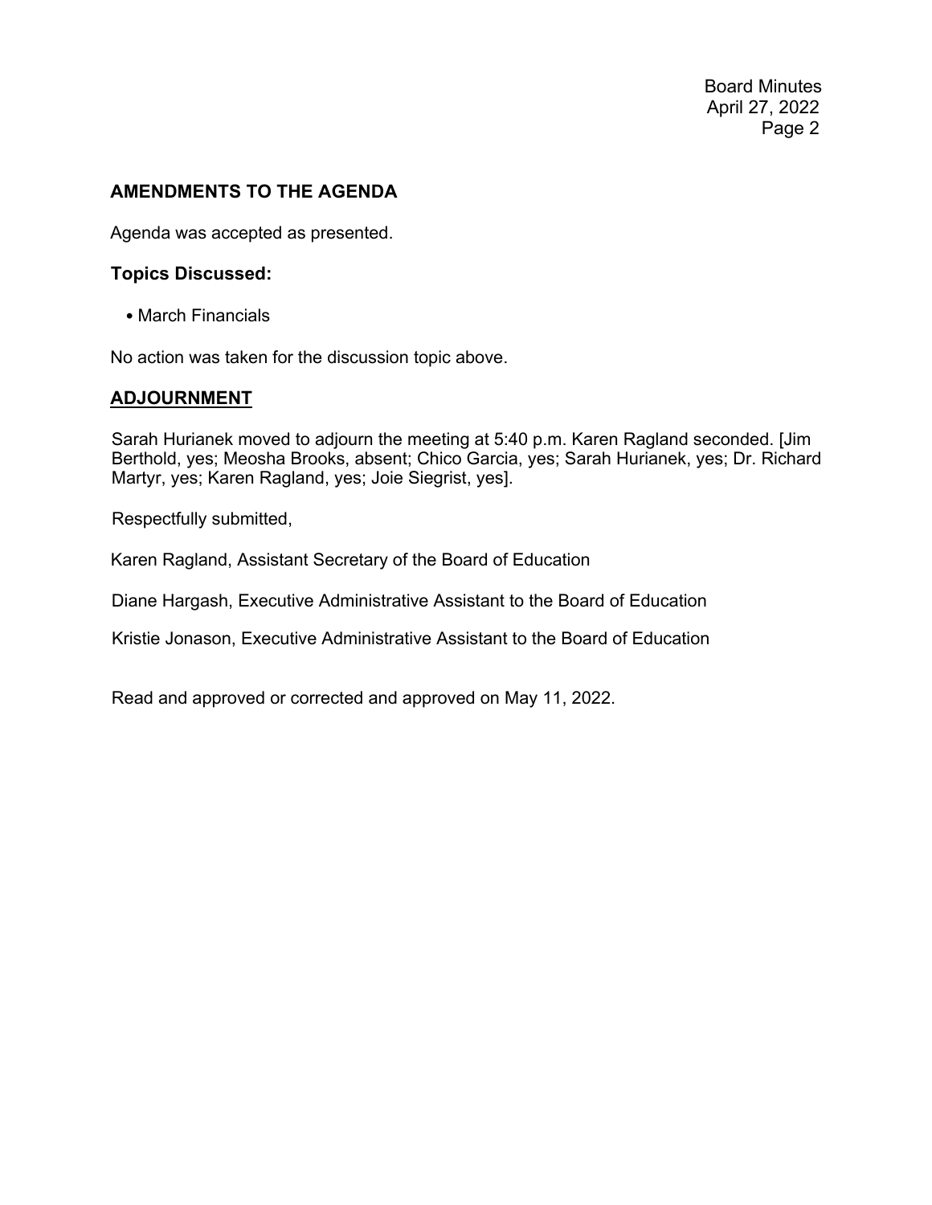## AMENDMENTS TO THE AGENDA

Agenda was accepted as presented.

### Topics Discussed:

- March Financials

No action was taken for the discussion topic above.

## ADJOURNMENT

Sarah Hurianek moved to adjourn the meeting at 5:40 p.m. Karen Ragland seconded. [Jim Berthold, yes; Meosha Brooks, absent; Chico Garcia, yes; Sarah Hurianek, yes; Dr. Richard Martyr, yes; Karen Ragland, yes; Joie Siegrist, yes].

Respectfully submitted,

Karen Ragland, Assistant Secretary of the Board of Education

Diane Hargash, Executive Administrative Assistant to the Board of Education

Kristie Jonason, Executive Administrative Assistant to the Board of Education

Read and approved or corrected and approved on May 11, 2022.